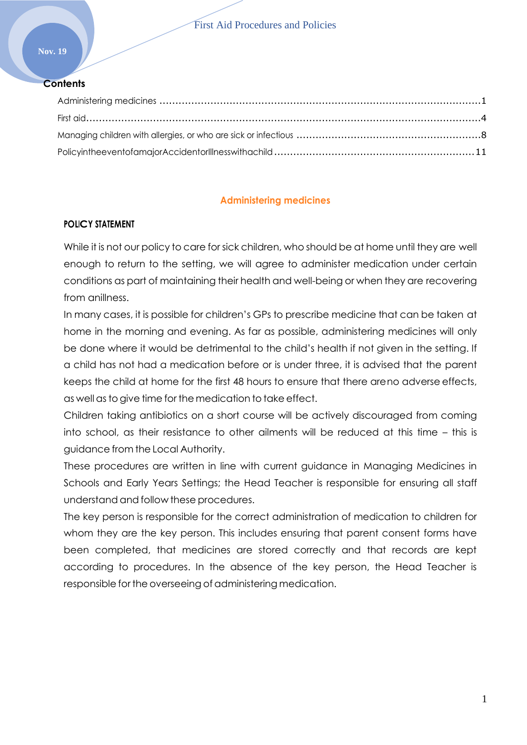## Contents

Administering medicines ....................................................................................................1

First aid..........................................................................................................................4

Managing children with allergies, or who are sick or infectious ..........................................................8

PolicyintheeventofamajorAccidentorIllnesswithachild ...............................................................11

## Administering medicines

**POLICY STATEMENT**

While it is not our policy to care for sick children, who should be at home until they are well enough to return to the setting, we will agree to administer medication under certain conditions as part of maintaining their health and well-being or when they are recovering from anillness.

In many cases, it is possible for children's GPs to prescribe medicine that can be taken at home in the morning and evening. As far as possible, administering medicines will only be done where it would be detrimental to the child's health if not given in the setting. If a child has not had a medication before or is under three, it is advised that the parent keeps the child at home for the first 48 hours to ensure that there areno adverse effects, as well as to give time for the medication to take effect.

Children taking antibiotics on a short course will be actively discouraged from coming into school, as their resistance to other ailments will be reduced at this time – this is guidance from the Local Authority.

These procedures are written in line with current guidance in Managing Medicines in Schools and Early Years Settings; the Head Teacher is responsible for ensuring all staff understand and follow these procedures.

The key person is responsible for the correct administration of medication to children for whom they are the key person. This includes ensuring that parent consent forms have been completed, that medicines are stored correctly and that records are kept according to procedures. In the absence of the key person, the Head Teacher is responsible for the overseeing of administering medication.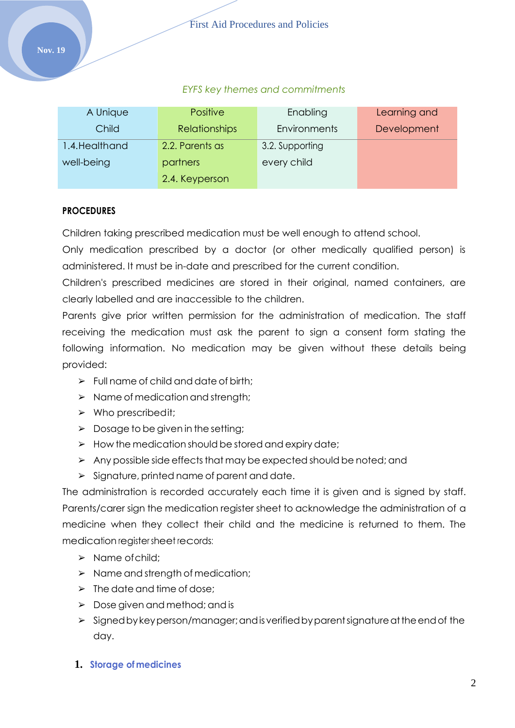*EYFS key themes and commitments*

| A Unique Child | Positive Relationships | Enabling Environments | Learning and Development |
| --- | --- | --- | --- |
| 1.4.Healthand well-being | 2.2. Parents as partners<br>2.4. Keyperson | 3.2. Supporting every child | |

**PROCEDURES**

Children taking prescribed medication must be well enough to attend school.

Only medication prescribed by a doctor (or other medically qualified person) is administered. It must be in-date and prescribed for the current condition.

Children's prescribed medicines are stored in their original, named containers, are clearly labelled and are inaccessible to the children.

Parents give prior written permission for the administration of medication. The staff receiving the medication must ask the parent to sign a consent form stating the following information. No medication may be given without these details being provided:

- Full name of child and date of birth;
- Name of medication and strength;
- Who prescribedit;
- Dosage to be given in the setting;
- How the medication should be stored and expiry date;
- Any possible side effects that may be expected should be noted; and
- Signature, printed name of parent and date.

The administration is recorded accurately each time it is given and is signed by staff. Parents/carer sign the medication register sheet to acknowledge the administration of a medicine when they collect their child and the medicine is returned to them. The medication register sheet records:

- Name of child;
- Name and strength of medication;
- The date and time of dose;
- Dose given and method; and is
- Signed by keyperson/manager; and is verified by parent signature at the end of the day.

## 1. Storage of medicines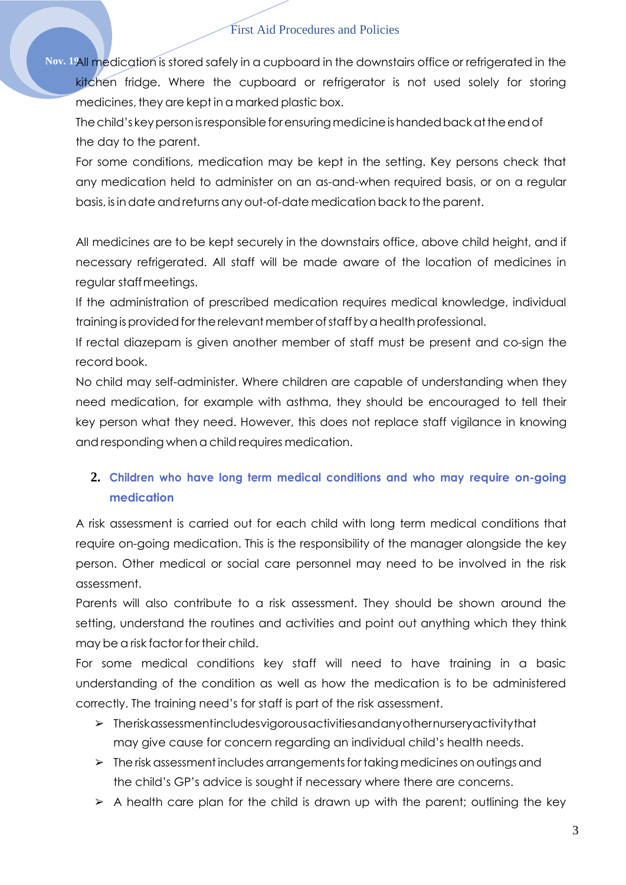All medication is stored safely in a cupboard in the downstairs office or refrigerated in the kitchen fridge. Where the cupboard or refrigerator is not used solely for storing medicines, they are kept in a marked plastic box.

The child's key person is responsible for ensuring medicine is handed back at the end of the day to the parent.

For some conditions, medication may be kept in the setting. Key persons check that any medication held to administer on an as-and-when required basis, or on a regular basis, is in date and returns any out-of-date medication back to the parent.

All medicines are to be kept securely in the downstairs office, above child height, and if necessary refrigerated. All staff will be made aware of the location of medicines in regular staff meetings.

If the administration of prescribed medication requires medical knowledge, individual training is provided for the relevant member of staff by a health professional.

If rectal diazepam is given another member of staff must be present and co-sign the record book.

No child may self-administer. Where children are capable of understanding when they need medication, for example with asthma, they should be encouraged to tell their key person what they need. However, this does not replace staff vigilance in knowing and responding when a child requires medication.

## 2. Children who have long term medical conditions and who may require on-going medication

A risk assessment is carried out for each child with long term medical conditions that require on-going medication. This is the responsibility of the manager alongside the key person. Other medical or social care personnel may need to be involved in the risk assessment.

Parents will also contribute to a risk assessment. They should be shown around the setting, understand the routines and activities and point out anything which they think may be a risk factor for their child.

For some medical conditions key staff will need to have training in a basic understanding of the condition as well as how the medication is to be administered correctly. The training need's for staff is part of the risk assessment.

- The risk assessment includes vigorous activities and any other nursery activity that may give cause for concern regarding an individual child's health needs.
- The risk assessment includes arrangements for taking medicines on outings and the child's GP's advice is sought if necessary where there are concerns.
- A health care plan for the child is drawn up with the parent; outlining the key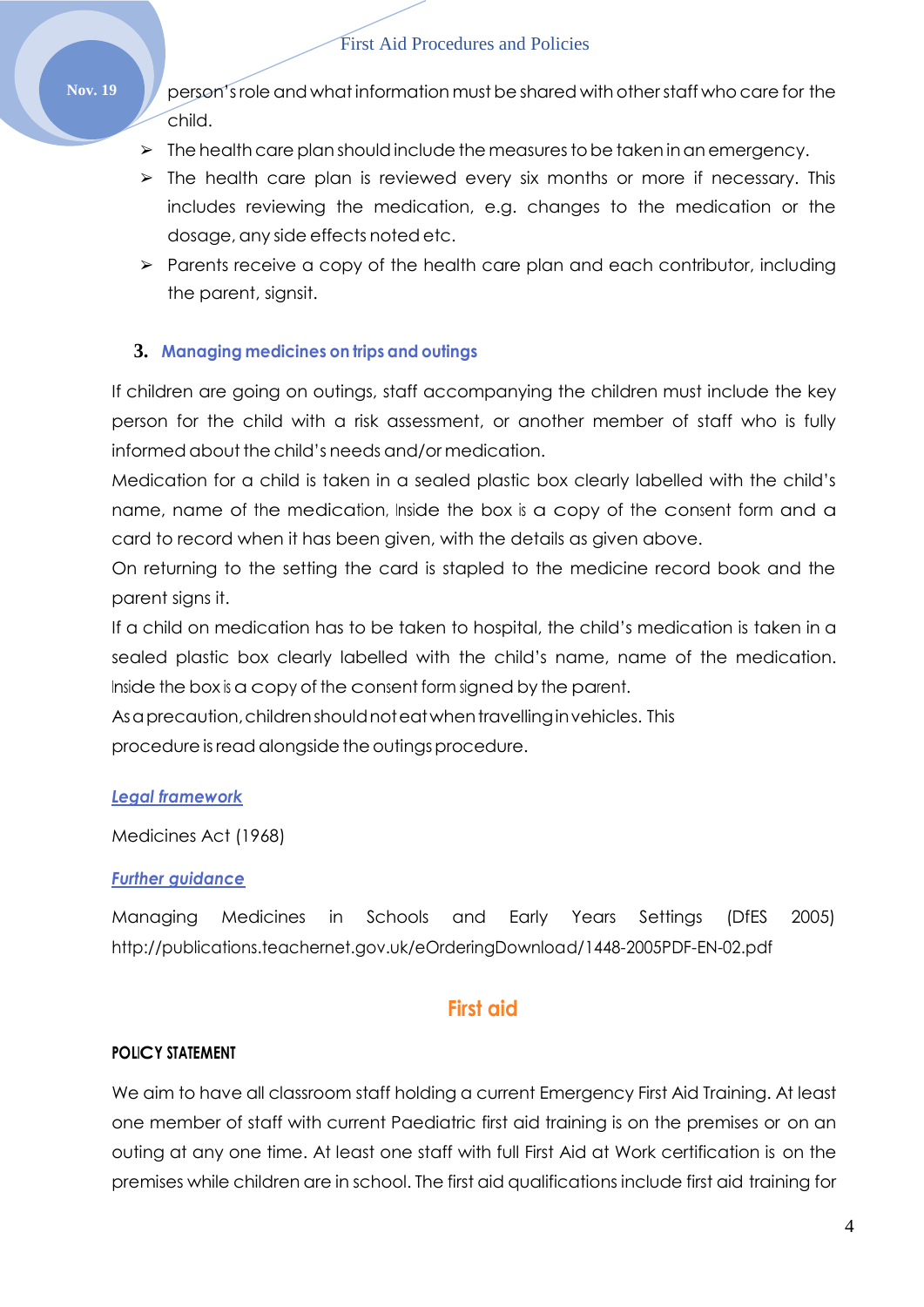person's role and what information must be shared with other staff who care for the child.

- The health care plan should include the measures to be taken in an emergency.
- The health care plan is reviewed every six months or more if necessary. This includes reviewing the medication, e.g. changes to the medication or the dosage, any side effects noted etc.
- Parents receive a copy of the health care plan and each contributor, including the parent, signsit.

### 3. Managing medicines on trips and outings

If children are going on outings, staff accompanying the children must include the key person for the child with a risk assessment, or another member of staff who is fully informed about the child's needs and/or medication.

Medication for a child is taken in a sealed plastic box clearly labelled with the child's name, name of the medication, Inside the box is a copy of the consent form and a card to record when it has been given, with the details as given above.

On returning to the setting the card is stapled to the medicine record book and the parent signs it.

If a child on medication has to be taken to hospital, the child's medication is taken in a sealed plastic box clearly labelled with the child's name, name of the medication. Inside the box is a copy of the consent form signed by the parent.

As a precaution, children should not eat when travelling in vehicles. This procedure is read alongside the outings procedure.

***Legal framework***

Medicines Act (1968)

***Further guidance***

Managing Medicines in Schools and Early Years Settings (DfES 2005) http://publications.teachernet.gov.uk/eOrderingDownload/1448-2005PDF-EN-02.pdf

## First aid

**POLICY STATEMENT**

We aim to have all classroom staff holding a current Emergency First Aid Training. At least one member of staff with current Paediatric first aid training is on the premises or on an outing at any one time. At least one staff with full First Aid at Work certification is on the premises while children are in school. The first aid qualifications include first aid training for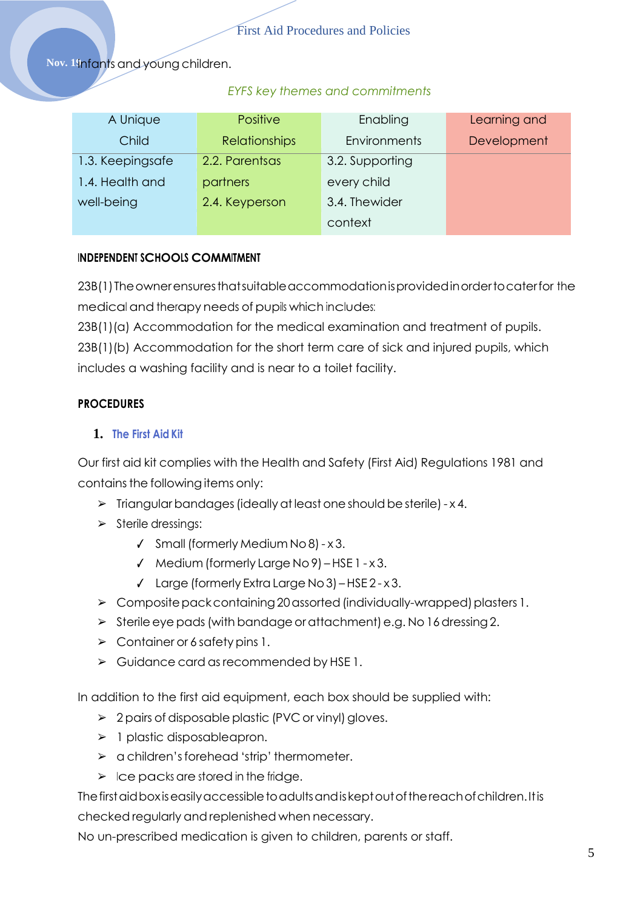infants and young children.

*EYFS key themes and commitments*

| A Unique Child | Positive Relationships | Enabling Environments | Learning and Development |
|---|---|---|---|
| 1.3. Keepingsafe<br>1.4. Health and well-being | 2.2. Parentsas partners<br>2.4. Keyperson | 3.2. Supporting every child<br>3.4. Thewider context | |

**INDEPENDENT SCHOOLS COMMITMENT**

23B(1) The owner ensures that suitable accommodation is provided in order to cater for the medical and therapy needs of pupils which includes:
23B(1)(a) Accommodation for the medical examination and treatment of pupils.
23B(1)(b) Accommodation for the short term care of sick and injured pupils, which includes a washing facility and is near to a toilet facility.

**PROCEDURES**

1. **The First Aid Kit**

Our first aid kit complies with the Health and Safety (First Aid) Regulations 1981 and contains the following items only:

- Triangular bandages (ideally at least one should be sterile) - x 4.
- Sterile dressings:
  - ✓ Small (formerly Medium No 8) - x 3.
  - ✓ Medium (formerly Large No 9) – HSE 1 - x 3.
  - ✓ Large (formerly Extra Large No 3) – HSE 2 - x 3.
- Composite pack containing 20 assorted (individually-wrapped) plasters 1.
- Sterile eye pads (with bandage or attachment) e.g. No 16 dressing 2.
- Container or 6 safety pins 1.
- Guidance card as recommended by HSE 1.

In addition to the first aid equipment, each box should be supplied with:

- 2 pairs of disposable plastic (PVC or vinyl) gloves.
- 1 plastic disposableapron.
- a children's forehead 'strip' thermometer.
- Ice packs are stored in the fridge.

The first aid box is easily accessible to adults and is kept out of the reach of children. It is checked regularly and replenished when necessary.
No un-prescribed medication is given to children, parents or staff.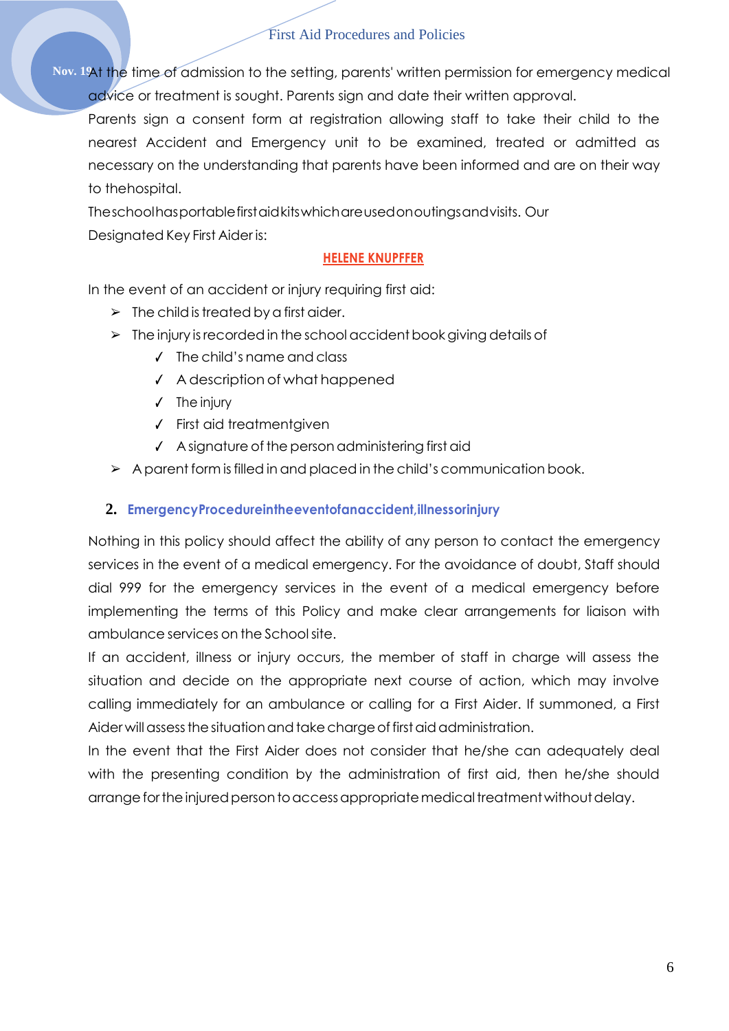At the time of admission to the setting, parents' written permission for emergency medical advice or treatment is sought. Parents sign and date their written approval.

Parents sign a consent form at registration allowing staff to take their child to the nearest Accident and Emergency unit to be examined, treated or admitted as necessary on the understanding that parents have been informed and are on their way to thehospital.

Theschoolhasportablefirstaidkitswhichareusedonoutingsandvisits. Our Designated Key First Aider is:

**HELENE KNUPFFER**

In the event of an accident or injury requiring first aid:

- The child is treated by a first aider.
- The injury is recorded in the school accident book giving details of
  - ✓ The child's name and class
  - ✓ A description of what happened
  - ✓ The injury
  - ✓ First aid treatmentgiven
  - ✓ A signature of the person administering first aid
- A parent form is filled in and placed in the child's communication book.

## 2. EmergencyProcedureintheeventofanaccident,illnessorinjury

Nothing in this policy should affect the ability of any person to contact the emergency services in the event of a medical emergency. For the avoidance of doubt, Staff should dial 999 for the emergency services in the event of a medical emergency before implementing the terms of this Policy and make clear arrangements for liaison with ambulance services on the School site.

If an accident, illness or injury occurs, the member of staff in charge will assess the situation and decide on the appropriate next course of action, which may involve calling immediately for an ambulance or calling for a First Aider. If summoned, a First Aider will assess the situation and take charge of first aid administration.

In the event that the First Aider does not consider that he/she can adequately deal with the presenting condition by the administration of first aid, then he/she should arrange for the injured person to access appropriate medical treatment without delay.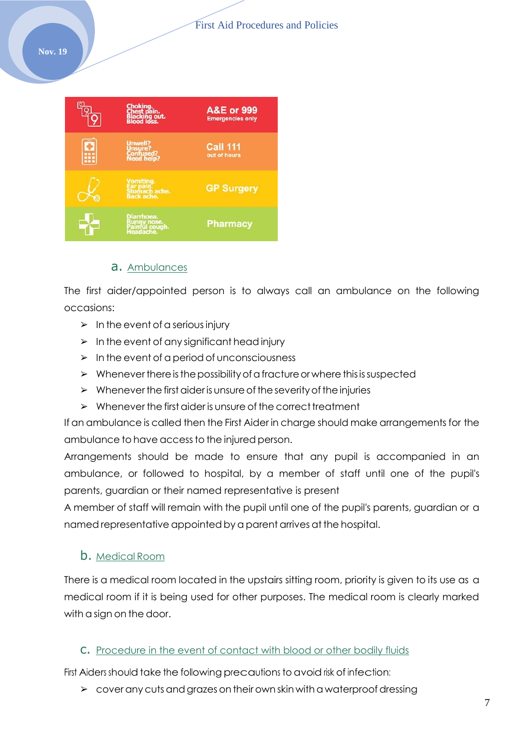| | | |
|---|---|---|
| | Choking. Chest pain. Blacking out. Blood loss. | A&E or 999 Emergencies only |
| | Unwell? Unsure? Confused? Need help? | Call 111 out of hours |
| | Vomiting. Ear pain. Stomach ache. Back ache. | GP Surgery |
| | Diarrhoea. Runny nose. Painful cough. Headache. | Pharmacy |

### a. Ambulances

The first aider/appointed person is to always call an ambulance on the following occasions:

- In the event of a serious injury
- In the event of any significant head injury
- In the event of a period of unconsciousness
- Whenever there is the possibility of a fracture or where this is suspected
- Whenever the first aider is unsure of the severity of the injuries
- Whenever the first aider is unsure of the correct treatment

If an ambulance is called then the First Aider in charge should make arrangements for the ambulance to have access to the injured person.

Arrangements should be made to ensure that any pupil is accompanied in an ambulance, or followed to hospital, by a member of staff until one of the pupil's parents, guardian or their named representative is present

A member of staff will remain with the pupil until one of the pupil's parents, guardian or a named representative appointed by a parent arrives at the hospital.

### b. Medical Room

There is a medical room located in the upstairs sitting room, priority is given to its use as a medical room if it is being used for other purposes. The medical room is clearly marked with a sign on the door.

### c. Procedure in the event of contact with blood or other bodily fluids

First Aiders should take the following precautions to avoid risk of infection:

- cover any cuts and grazes on their own skin with a waterproof dressing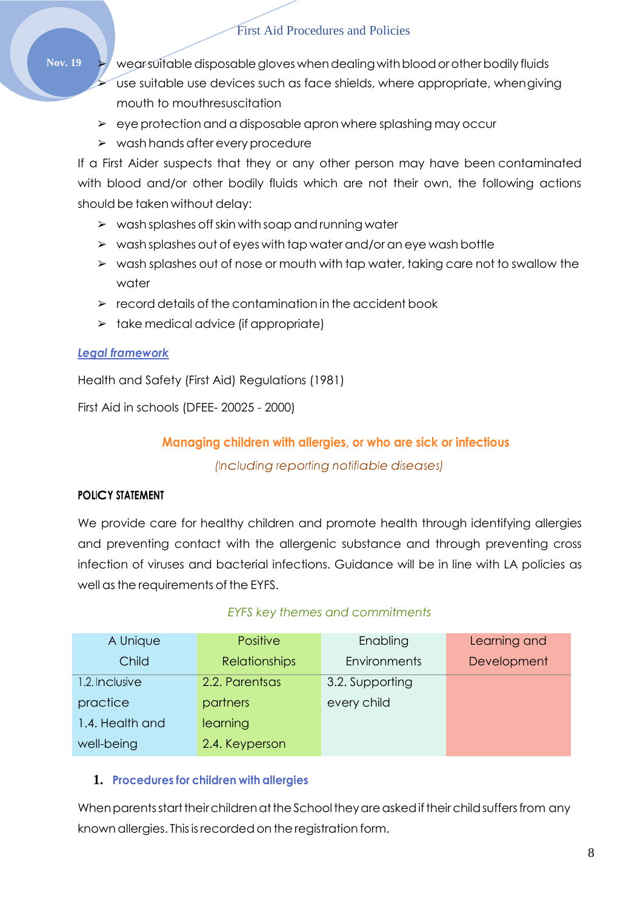- wear suitable disposable gloves when dealing with blood or other bodily fluids
- use suitable use devices such as face shields, where appropriate, when giving mouth to mouth resuscitation
- eye protection and a disposable apron where splashing may occur
- wash hands after every procedure

If a First Aider suspects that they or any other person may have been contaminated with blood and/or other bodily fluids which are not their own, the following actions should be taken without delay:

- wash splashes off skin with soap and running water
- wash splashes out of eyes with tap water and/or an eye wash bottle
- wash splashes out of nose or mouth with tap water, taking care not to swallow the water
- record details of the contamination in the accident book
- take medical advice (if appropriate)

***Legal framework***

Health and Safety (First Aid) Regulations (1981)

First Aid in schools (DFEE- 20025 - 2000)

## Managing children with allergies, or who are sick or infectious

*(Including reporting notifiable diseases)*

**POLICY STATEMENT**

We provide care for healthy children and promote health through identifying allergies and preventing contact with the allergenic substance and through preventing cross infection of viruses and bacterial infections. Guidance will be in line with LA policies as well as the requirements of the EYFS.

*EYFS key themes and commitments*

| A Unique Child | Positive Relationships | Enabling Environments | Learning and Development |
|---|---|---|---|
| 1.2. Inclusive practice<br>1.4. Health and well-being | 2.2. Parentsas partners learning<br>2.4. Keyperson | 3.2. Supporting every child | |

### 1. Procedures for children with allergies

When parents start their children at the School they are asked if their child suffers from any known allergies. This is recorded on the registration form.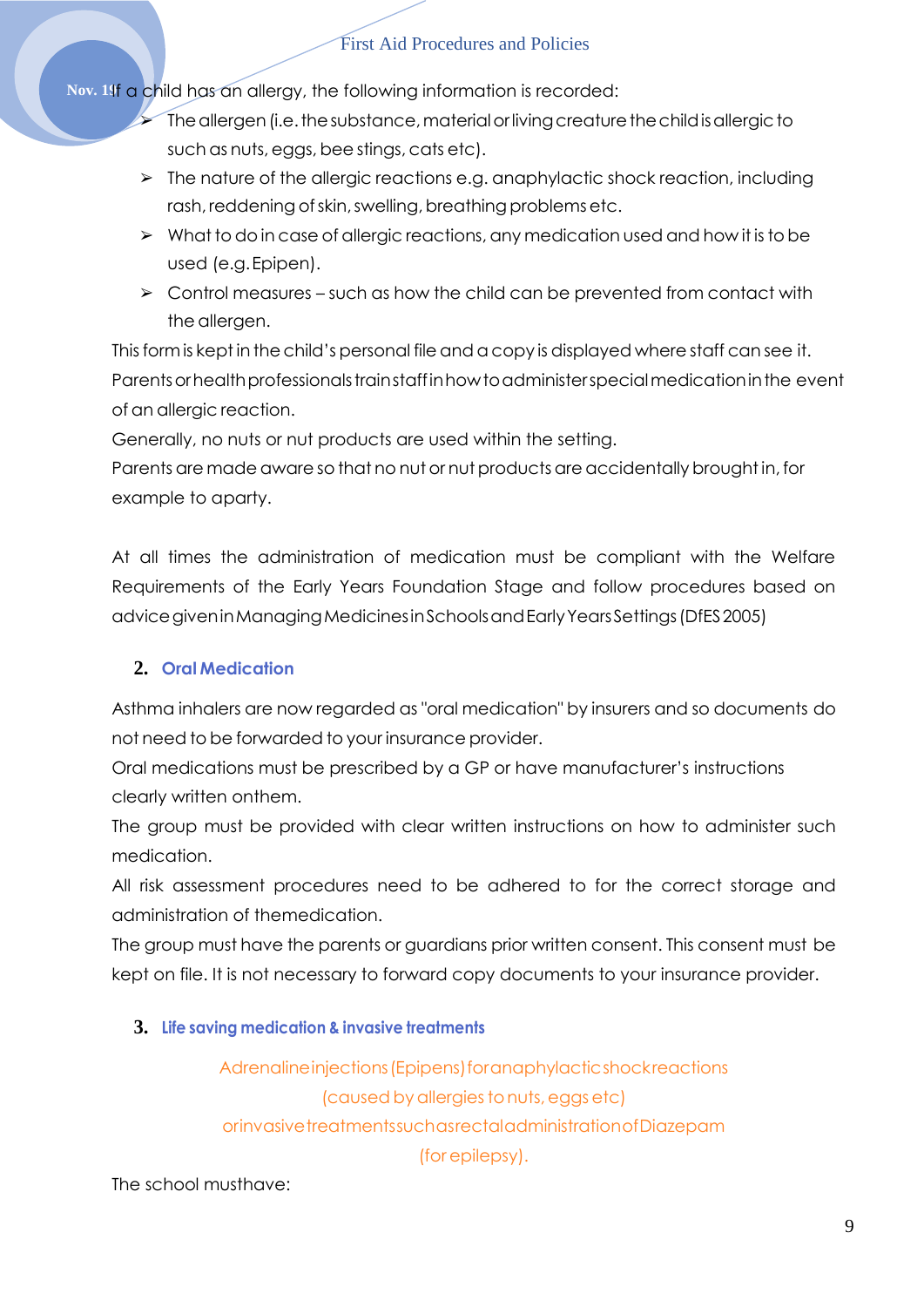If a child has an allergy, the following information is recorded:

- The allergen (i.e. the substance, material or living creature the child is allergic to such as nuts, eggs, bee stings, cats etc).
- The nature of the allergic reactions e.g. anaphylactic shock reaction, including rash, reddening of skin, swelling, breathing problems etc.
- What to do in case of allergic reactions, any medication used and how it is to be used (e.g. Epipen).
- Control measures – such as how the child can be prevented from contact with the allergen.

This form is kept in the child's personal file and a copy is displayed where staff can see it.
Parents or health professionals train staff in how to administer special medication in the event of an allergic reaction.
Generally, no nuts or nut products are used within the setting.
Parents are made aware so that no nut or nut products are accidentally brought in, for example to a party.

At all times the administration of medication must be compliant with the Welfare Requirements of the Early Years Foundation Stage and follow procedures based on advice given in Managing Medicines in Schools and Early Years Settings (DfES 2005)

## 2. Oral Medication

Asthma inhalers are now regarded as "oral medication" by insurers and so documents do not need to be forwarded to your insurance provider.
Oral medications must be prescribed by a GP or have manufacturer's instructions clearly written on them.
The group must be provided with clear written instructions on how to administer such medication.
All risk assessment procedures need to be adhered to for the correct storage and administration of the medication.
The group must have the parents or guardians prior written consent. This consent must be kept on file. It is not necessary to forward copy documents to your insurance provider.

## 3. Life saving medication & invasive treatments

Adrenaline injections (Epipens) for anaphylactic shock reactions (caused by allergies to nuts, eggs etc) or invasive treatments such as rectal administration of Diazepam (for epilepsy).

The school must have: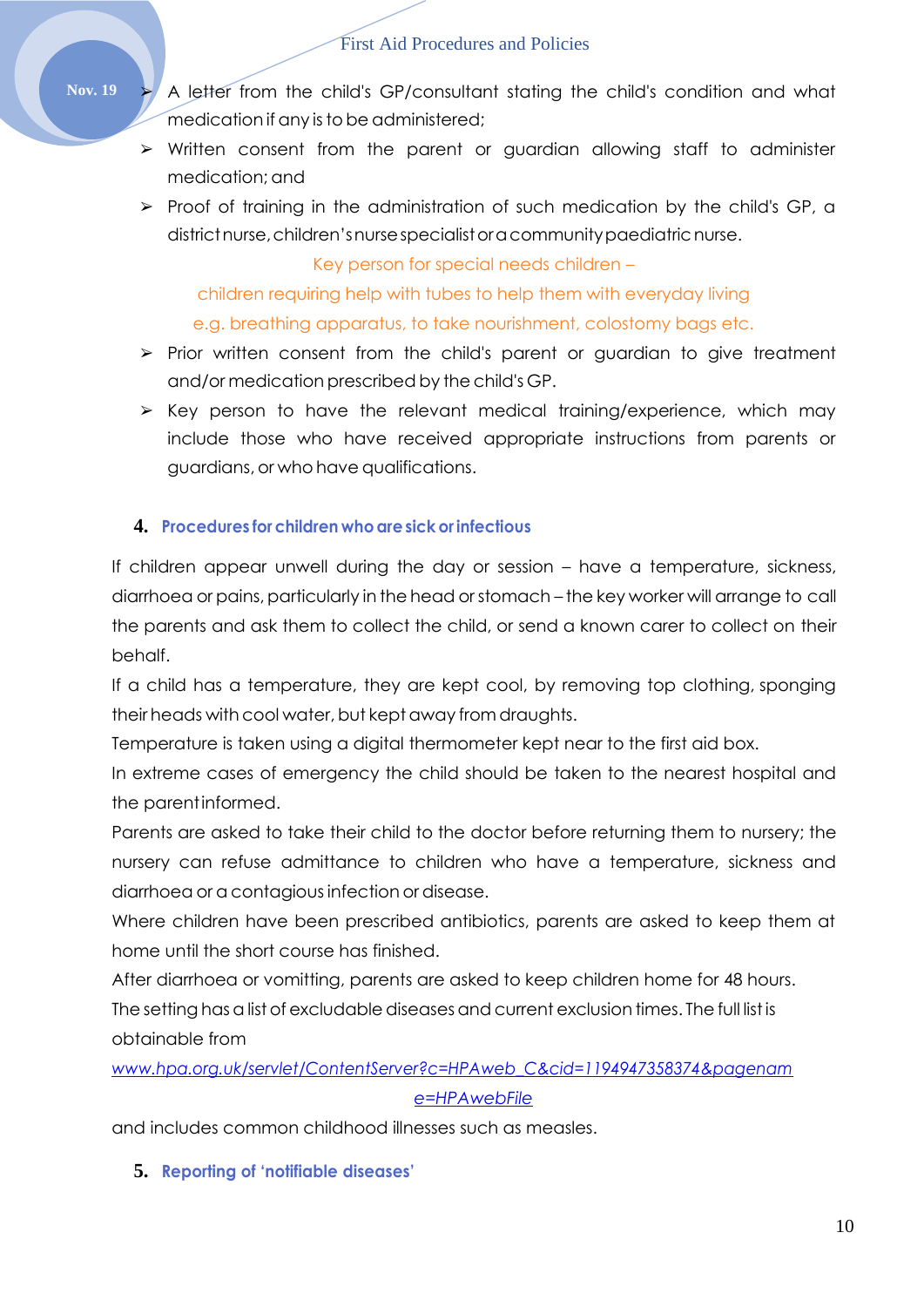- A letter from the child's GP/consultant stating the child's condition and what medication if any is to be administered;
- Written consent from the parent or guardian allowing staff to administer medication; and
- Proof of training in the administration of such medication by the child's GP, a district nurse, children's nurse specialist or a community paediatric nurse.

Key person for special needs children –
children requiring help with tubes to help them with everyday living
e.g. breathing apparatus, to take nourishment, colostomy bags etc.

- Prior written consent from the child's parent or guardian to give treatment and/or medication prescribed by the child's GP.
- Key person to have the relevant medical training/experience, which may include those who have received appropriate instructions from parents or guardians, or who have qualifications.

## 4. Procedures for children who are sick or infectious

If children appear unwell during the day or session – have a temperature, sickness, diarrhoea or pains, particularly in the head or stomach – the key worker will arrange to call the parents and ask them to collect the child, or send a known carer to collect on their behalf.

If a child has a temperature, they are kept cool, by removing top clothing, sponging their heads with cool water, but kept away from draughts.

Temperature is taken using a digital thermometer kept near to the first aid box.

In extreme cases of emergency the child should be taken to the nearest hospital and the parent informed.

Parents are asked to take their child to the doctor before returning them to nursery; the nursery can refuse admittance to children who have a temperature, sickness and diarrhoea or a contagious infection or disease.

Where children have been prescribed antibiotics, parents are asked to keep them at home until the short course has finished.

After diarrhoea or vomitting, parents are asked to keep children home for 48 hours.

The setting has a list of excludable diseases and current exclusion times. The full list is obtainable from

*www.hpa.org.uk/servlet/ContentServer?c=HPAweb_C&cid=1194947358374&pagename=HPAwebFile*

and includes common childhood illnesses such as measles.

## 5. Reporting of 'notifiable diseases'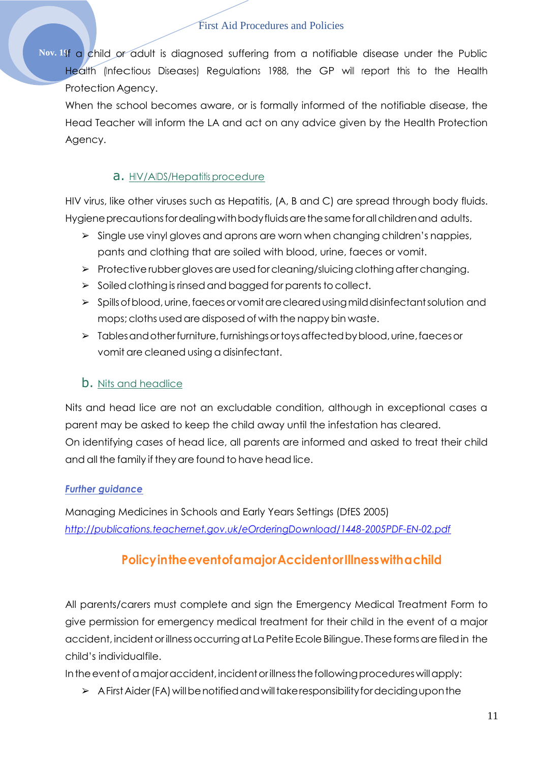If a child or adult is diagnosed suffering from a notifiable disease under the Public Health (Infectious Diseases) Regulations 1988, the GP will report this to the Health Protection Agency.

When the school becomes aware, or is formally informed of the notifiable disease, the Head Teacher will inform the LA and act on any advice given by the Health Protection Agency.

### a. HIV/AIDS/Hepatitis procedure

HIV virus, like other viruses such as Hepatitis, (A, B and C) are spread through body fluids. Hygiene precautions for dealing with body fluids are the same for all children and adults.

- Single use vinyl gloves and aprons are worn when changing children's nappies, pants and clothing that are soiled with blood, urine, faeces or vomit.
- Protective rubber gloves are used for cleaning/sluicing clothing after changing.
- Soiled clothing is rinsed and bagged for parents to collect.
- Spills of blood, urine, faeces or vomit are cleared using mild disinfectant solution and mops; cloths used are disposed of with the nappy bin waste.
- Tables and other furniture, furnishings or toys affected by blood, urine, faeces or vomit are cleaned using a disinfectant.

### b. Nits and headlice

Nits and head lice are not an excludable condition, although in exceptional cases a parent may be asked to keep the child away until the infestation has cleared.

On identifying cases of head lice, all parents are informed and asked to treat their child and all the family if they are found to have head lice.

***Further guidance***

Managing Medicines in Schools and Early Years Settings (DfES 2005)
*http://publications.teachernet.gov.uk/eOrderingDownload/1448-2005PDF-EN-02.pdf*

## Policy in the event of a major Accident or Illness with a child

All parents/carers must complete and sign the Emergency Medical Treatment Form to give permission for emergency medical treatment for their child in the event of a major accident, incident or illness occurring at La Petite Ecole Bilingue. These forms are filed in the child's individual file.

In the event of a major accident, incident or illness the following procedures will apply:

- A First Aider (FA) will be notified and will take responsibility for deciding upon the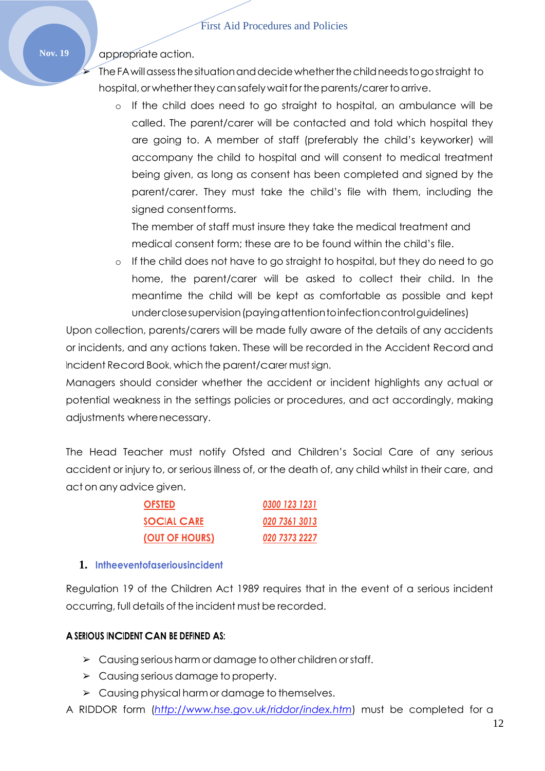appropriate action.

- The FA will assess the situation and decide whether the child needs to go straight to hospital, or whether they can safely wait for the parents/carer to arrive.
  - If the child does need to go straight to hospital, an ambulance will be called. The parent/carer will be contacted and told which hospital they are going to. A member of staff (preferably the child's keyworker) will accompany the child to hospital and will consent to medical treatment being given, as long as consent has been completed and signed by the parent/carer. They must take the child's file with them, including the signed consent forms.
    
    The member of staff must insure they take the medical treatment and medical consent form; these are to be found within the child's file.
  - If the child does not have to go straight to hospital, but they do need to go home, the parent/carer will be asked to collect their child. In the meantime the child will be kept as comfortable as possible and kept under close supervision (paying attention to infection control guidelines)

Upon collection, parents/carers will be made fully aware of the details of any accidents or incidents, and any actions taken. These will be recorded in the Accident Record and Incident Record Book, which the parent/carer must sign.

Managers should consider whether the accident or incident highlights any actual or potential weakness in the settings policies or procedures, and act accordingly, making adjustments where necessary.

The Head Teacher must notify Ofsted and Children's Social Care of any serious accident or injury to, or serious illness of, or the death of, any child whilst in their care, and act on any advice given.

| | |
|---|---|
| OFSTED | 0300 123 1231 |
| SOCIAL CARE | 020 7361 3013 |
| (OUT OF HOURS) | 020 7373 2227 |

## 1. In the event of a serious incident

Regulation 19 of the Children Act 1989 requires that in the event of a serious incident occurring, full details of the incident must be recorded.

**A SERIOUS INCIDENT CAN BE DEFINED AS:**

- Causing serious harm or damage to other children or staff.
- Causing serious damage to property.
- Causing physical harm or damage to themselves.

A RIDDOR form (*http://www.hse.gov.uk/riddor/index.htm*) must be completed for a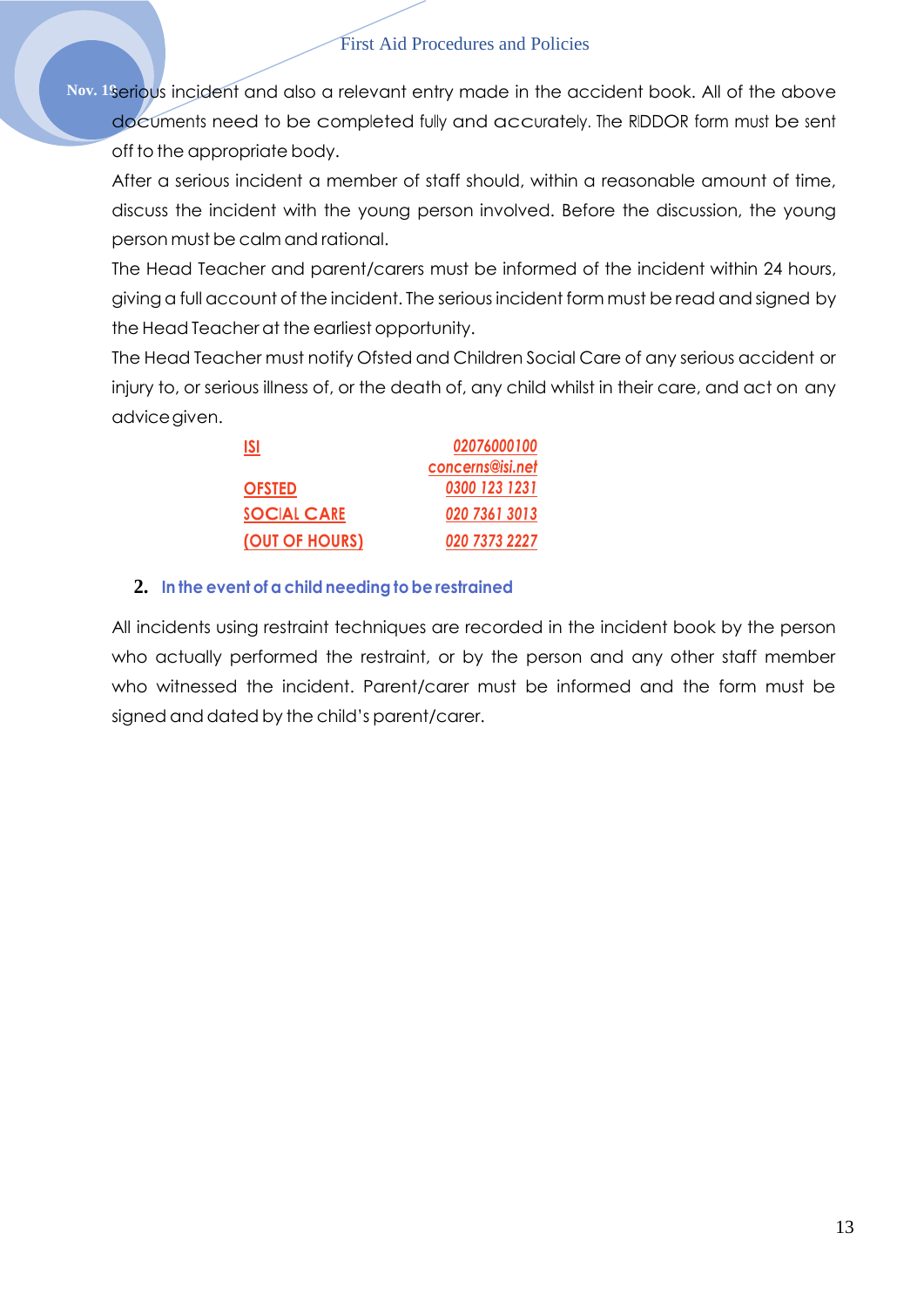serious incident and also a relevant entry made in the accident book. All of the above documents need to be completed fully and accurately. The RIDDOR form must be sent off to the appropriate body.

After a serious incident a member of staff should, within a reasonable amount of time, discuss the incident with the young person involved. Before the discussion, the young person must be calm and rational.

The Head Teacher and parent/carers must be informed of the incident within 24 hours, giving a full account of the incident. The serious incident form must be read and signed by the Head Teacher at the earliest opportunity.

The Head Teacher must notify Ofsted and Children Social Care of any serious accident or injury to, or serious illness of, or the death of, any child whilst in their care, and act on any advice given.

| | |
|---|---|
| ISI | 02076000100 concerns@isi.net |
| OFSTED | 0300 123 1231 |
| SOCIAL CARE | 020 7361 3013 |
| (OUT OF HOURS) | 020 7373 2227 |

## 2. In the event of a child needing to be restrained

All incidents using restraint techniques are recorded in the incident book by the person who actually performed the restraint, or by the person and any other staff member who witnessed the incident. Parent/carer must be informed and the form must be signed and dated by the child's parent/carer.